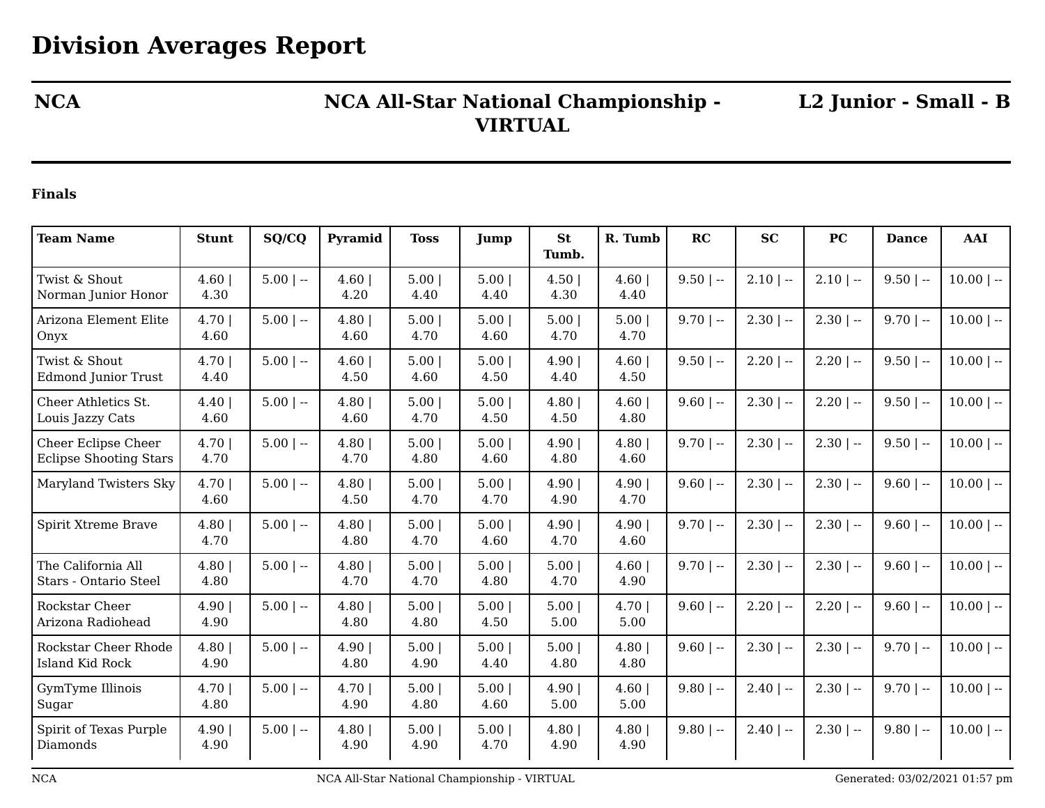# Division Averages Report

**NCA** | **NCA All-Star National Championship - VIRTUAL** | **L2 Junior - Small - B**

**Finals**

| Team Name | Stunt | SQ/CQ | Pyramid | Toss | Jump | St Tumb. | R. Tumb | RC | SC | PC | Dance | AAI |
|---|---|---|---|---|---|---|---|---|---|---|---|---|
| Twist & Shout Norman Junior Honor | 4.60 \| 4.30 | 5.00 \| -- | 4.60 \| 4.20 | 5.00 \| 4.40 | 5.00 \| 4.40 | 4.50 \| 4.30 | 4.60 \| 4.40 | 9.50 \| -- | 2.10 \| -- | 2.10 \| -- | 9.50 \| -- | 10.00 \| -- |
| Arizona Element Elite Onyx | 4.70 \| 4.60 | 5.00 \| -- | 4.80 \| 4.60 | 5.00 \| 4.70 | 5.00 \| 4.60 | 5.00 \| 4.70 | 5.00 \| 4.70 | 9.70 \| -- | 2.30 \| -- | 2.30 \| -- | 9.70 \| -- | 10.00 \| -- |
| Twist & Shout Edmond Junior Trust | 4.70 \| 4.40 | 5.00 \| -- | 4.60 \| 4.50 | 5.00 \| 4.60 | 5.00 \| 4.50 | 4.90 \| 4.40 | 4.60 \| 4.50 | 9.50 \| -- | 2.20 \| -- | 2.20 \| -- | 9.50 \| -- | 10.00 \| -- |
| Cheer Athletics St. Louis Jazzy Cats | 4.40 \| 4.60 | 5.00 \| -- | 4.80 \| 4.60 | 5.00 \| 4.70 | 5.00 \| 4.50 | 4.80 \| 4.50 | 4.60 \| 4.80 | 9.60 \| -- | 2.30 \| -- | 2.20 \| -- | 9.50 \| -- | 10.00 \| -- |
| Cheer Eclipse Cheer Eclipse Shooting Stars | 4.70 \| 4.70 | 5.00 \| -- | 4.80 \| 4.70 | 5.00 \| 4.80 | 5.00 \| 4.60 | 4.90 \| 4.80 | 4.80 \| 4.60 | 9.70 \| -- | 2.30 \| -- | 2.30 \| -- | 9.50 \| -- | 10.00 \| -- |
| Maryland Twisters Sky | 4.70 \| 4.60 | 5.00 \| -- | 4.80 \| 4.50 | 5.00 \| 4.70 | 5.00 \| 4.70 | 4.90 \| 4.90 | 4.90 \| 4.70 | 9.60 \| -- | 2.30 \| -- | 2.30 \| -- | 9.60 \| -- | 10.00 \| -- |
| Spirit Xtreme Brave | 4.80 \| 4.70 | 5.00 \| -- | 4.80 \| 4.80 | 5.00 \| 4.70 | 5.00 \| 4.60 | 4.90 \| 4.70 | 4.90 \| 4.60 | 9.70 \| -- | 2.30 \| -- | 2.30 \| -- | 9.60 \| -- | 10.00 \| -- |
| The California All Stars - Ontario Steel | 4.80 \| 4.80 | 5.00 \| -- | 4.80 \| 4.70 | 5.00 \| 4.70 | 5.00 \| 4.80 | 5.00 \| 4.70 | 4.60 \| 4.90 | 9.70 \| -- | 2.30 \| -- | 2.30 \| -- | 9.60 \| -- | 10.00 \| -- |
| Rockstar Cheer Arizona Radiohead | 4.90 \| 4.90 | 5.00 \| -- | 4.80 \| 4.80 | 5.00 \| 4.80 | 5.00 \| 4.50 | 5.00 \| 5.00 | 4.70 \| 5.00 | 9.60 \| -- | 2.20 \| -- | 2.20 \| -- | 9.60 \| -- | 10.00 \| -- |
| Rockstar Cheer Rhode Island Kid Rock | 4.80 \| 4.90 | 5.00 \| -- | 4.90 \| 4.80 | 5.00 \| 4.90 | 5.00 \| 4.40 | 5.00 \| 4.80 | 4.80 \| 4.80 | 9.60 \| -- | 2.30 \| -- | 2.30 \| -- | 9.70 \| -- | 10.00 \| -- |
| GymTyme Illinois Sugar | 4.70 \| 4.80 | 5.00 \| -- | 4.70 \| 4.90 | 5.00 \| 4.80 | 5.00 \| 4.60 | 4.90 \| 5.00 | 4.60 \| 5.00 | 9.80 \| -- | 2.40 \| -- | 2.30 \| -- | 9.70 \| -- | 10.00 \| -- |
| Spirit of Texas Purple Diamonds | 4.90 \| 4.90 | 5.00 \| -- | 4.80 \| 4.90 | 5.00 \| 4.90 | 5.00 \| 4.70 | 4.80 \| 4.90 | 4.80 \| 4.90 | 9.80 \| -- | 2.40 \| -- | 2.30 \| -- | 9.80 \| -- | 10.00 \| -- |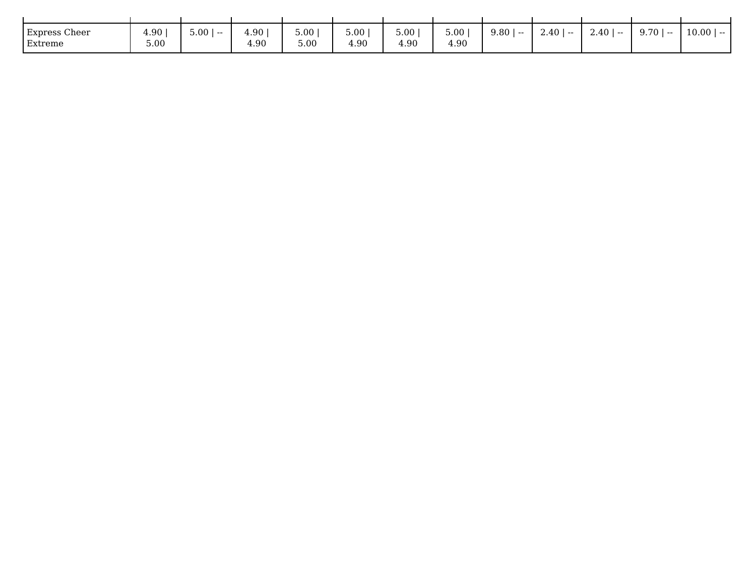| | | | | | | | | | | | |
|---|---|---|---|---|---|---|---|---|---|---|---|
| Express Cheer Extreme | 4.90 \| 5.00 | 5.00 \| -- | 4.90 \| 4.90 | 5.00 \| 5.00 | 5.00 \| 4.90 | 5.00 \| 4.90 | 5.00 \| 4.90 | 9.80 \| -- | 2.40 \| -- | 2.40 \| -- | 9.70 \| -- | 10.00 \| -- |